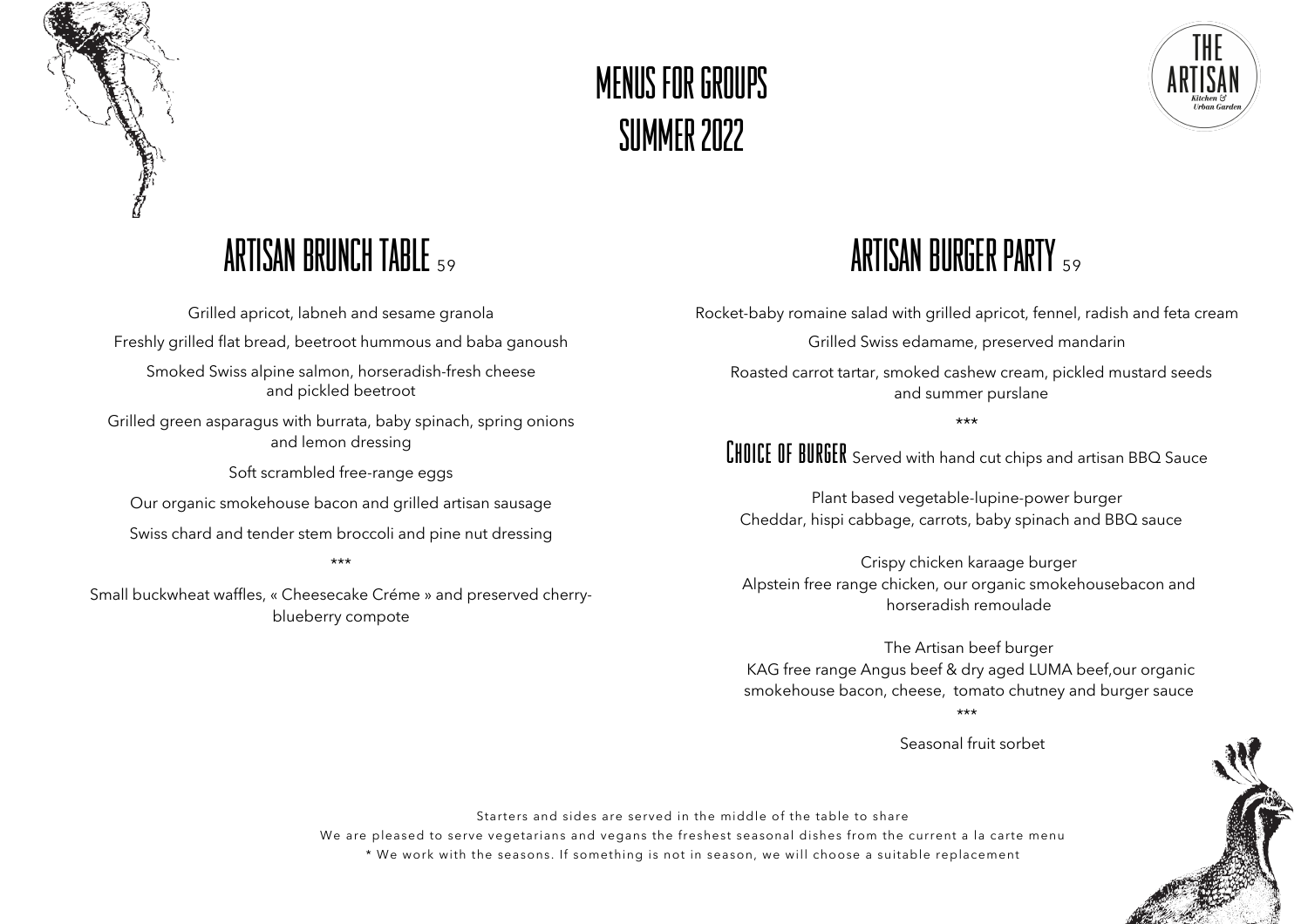# MENUS FOR GROUPS SUMMER 2022

THE ARTISAN *Kitchen & Urban Garden*

## ARTISAN BRUNCH TABLE 59

Grilled apricot, labneh and sesame granola

Freshly grilled flat bread, beetroot hummous and baba ganoush

Smoked Swiss alpine salmon, horseradish-fresh cheese and pickled beetroot

Grilled green asparagus with burrata, baby spinach, spring onions and lemon dressing

Soft scrambled free-range eggs

Our organic smokehouse bacon and grilled artisan sausage

Swiss chard and tender stem broccoli and pine nut dressing

***

Small buckwheat waffles, « Cheesecake Créme » and preserved cherry-blueberry compote

## ARTISAN BURGER PARTY 59

Rocket-baby romaine salad with grilled apricot, fennel, radish and feta cream

Grilled Swiss edamame, preserved mandarin

Roasted carrot tartar, smoked cashew cream, pickled mustard seeds and summer purslane

***

**CHOICE OF BURGER** Served with hand cut chips and artisan BBQ Sauce

Plant based vegetable-lupine-power burger
Cheddar, hispi cabbage, carrots, baby spinach and BBQ sauce

Crispy chicken karaage burger
Alpstein free range chicken, our organic smokehousebacon and horseradish remoulade

The Artisan beef burger
KAG free range Angus beef & dry aged LUMA beef,our organic smokehouse bacon, cheese, tomato chutney and burger sauce

***

Seasonal fruit sorbet

Starters and sides are served in the middle of the table to share

We are pleased to serve vegetarians and vegans the freshest seasonal dishes from the current a la carte menu

* We work with the seasons. If something is not in season, we will choose a suitable replacement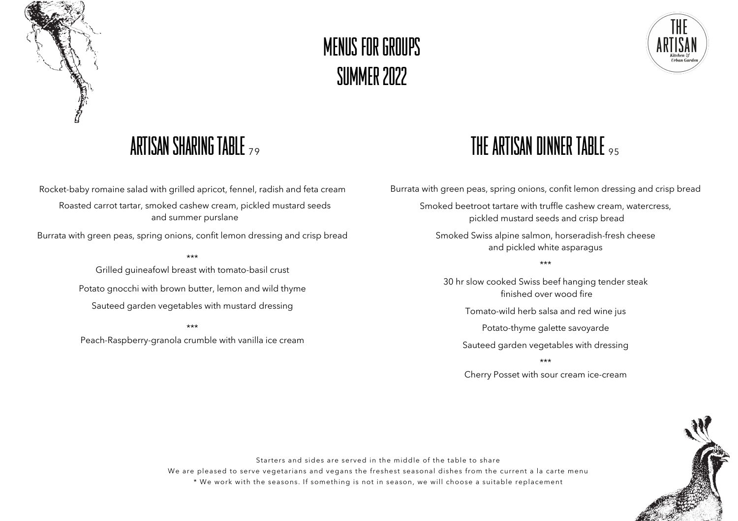# MENUS FOR GROUPS
# SUMMER 2022

THE ARTISAN
*Kitchen & Urban Garden*

## ARTISAN SHARING TABLE 79

Rocket-baby romaine salad with grilled apricot, fennel, radish and feta cream

Roasted carrot tartar, smoked cashew cream, pickled mustard seeds and summer purslane

Burrata with green peas, spring onions, confit lemon dressing and crisp bread

***

Grilled guineafowl breast with tomato-basil crust

Potato gnocchi with brown butter, lemon and wild thyme

Sauteed garden vegetables with mustard dressing

***

Peach-Raspberry-granola crumble with vanilla ice cream

## THE ARTISAN DINNER TABLE 95

Burrata with green peas, spring onions, confit lemon dressing and crisp bread

Smoked beetroot tartare with truffle cashew cream, watercress, pickled mustard seeds and crisp bread

Smoked Swiss alpine salmon, horseradish-fresh cheese and pickled white asparagus

***

30 hr slow cooked Swiss beef hanging tender steak finished over wood fire

Tomato-wild herb salsa and red wine jus

Potato-thyme galette savoyarde

Sauteed garden vegetables with dressing

***

Cherry Posset with sour cream ice-cream

Starters and sides are served in the middle of the table to share

We are pleased to serve vegetarians and vegans the freshest seasonal dishes from the current a la carte menu

* We work with the seasons. If something is not in season, we will choose a suitable replacement